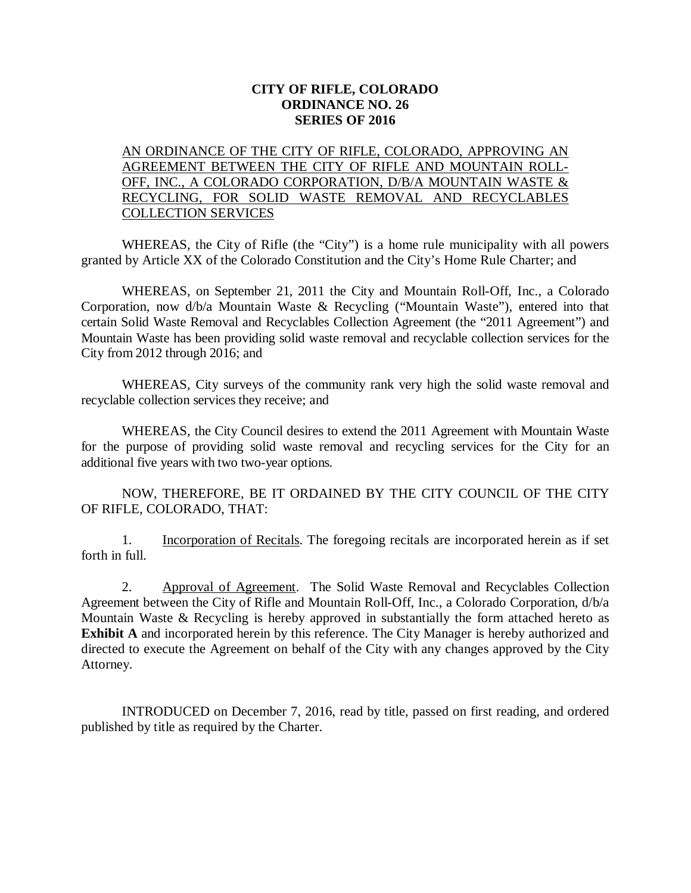**CITY OF RIFLE, COLORADO**
**ORDINANCE NO. 26**
**SERIES OF 2016**

<u>AN ORDINANCE OF THE CITY OF RIFLE, COLORADO, APPROVING AN AGREEMENT BETWEEN THE CITY OF RIFLE AND MOUNTAIN ROLL-OFF, INC., A COLORADO CORPORATION, D/B/A MOUNTAIN WASTE & RECYCLING, FOR SOLID WASTE REMOVAL AND RECYCLABLES COLLECTION SERVICES</u>

WHEREAS, the City of Rifle (the "City") is a home rule municipality with all powers granted by Article XX of the Colorado Constitution and the City's Home Rule Charter; and

WHEREAS, on September 21, 2011 the City and Mountain Roll-Off, Inc., a Colorado Corporation, now d/b/a Mountain Waste & Recycling ("Mountain Waste"), entered into that certain Solid Waste Removal and Recyclables Collection Agreement (the "2011 Agreement") and Mountain Waste has been providing solid waste removal and recyclable collection services for the City from 2012 through 2016; and

WHEREAS, City surveys of the community rank very high the solid waste removal and recyclable collection services they receive; and

WHEREAS, the City Council desires to extend the 2011 Agreement with Mountain Waste for the purpose of providing solid waste removal and recycling services for the City for an additional five years with two two-year options.

NOW, THEREFORE, BE IT ORDAINED BY THE CITY COUNCIL OF THE CITY OF RIFLE, COLORADO, THAT:

1. <u>Incorporation of Recitals</u>. The foregoing recitals are incorporated herein as if set forth in full.

2. <u>Approval of Agreement</u>. The Solid Waste Removal and Recyclables Collection Agreement between the City of Rifle and Mountain Roll-Off, Inc., a Colorado Corporation, d/b/a Mountain Waste & Recycling is hereby approved in substantially the form attached hereto as **Exhibit A** and incorporated herein by this reference. The City Manager is hereby authorized and directed to execute the Agreement on behalf of the City with any changes approved by the City Attorney.

INTRODUCED on December 7, 2016, read by title, passed on first reading, and ordered published by title as required by the Charter.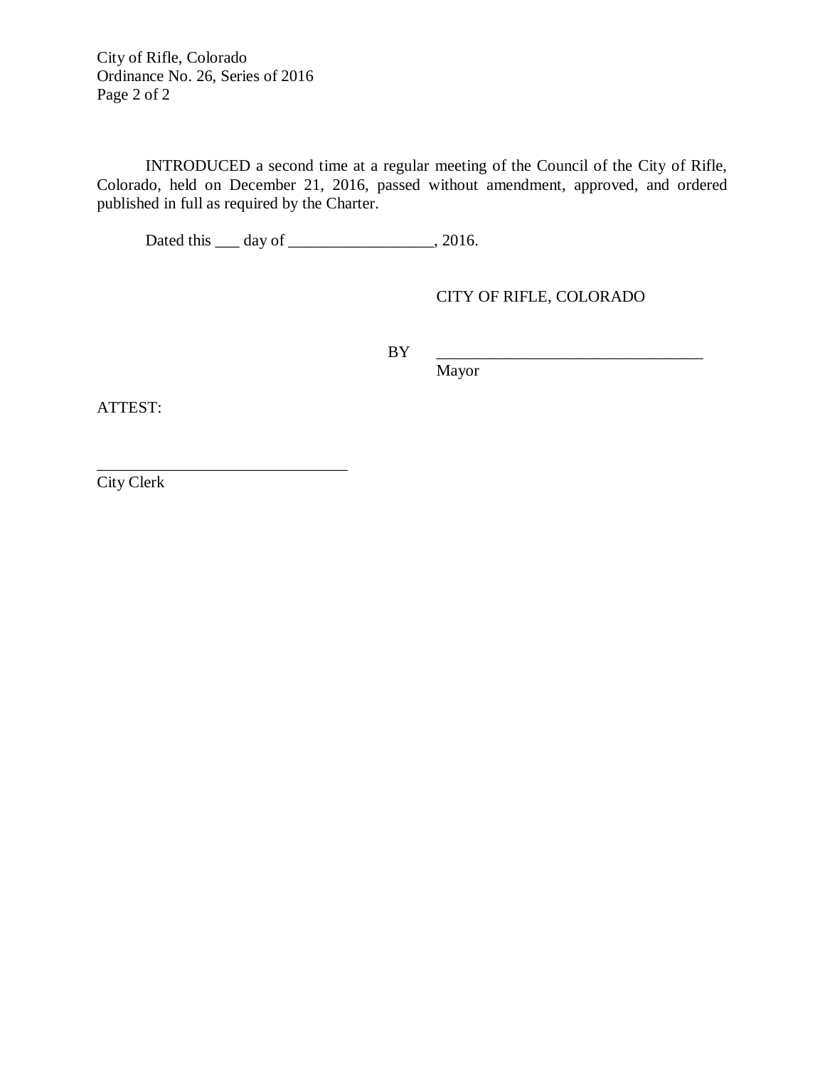INTRODUCED a second time at a regular meeting of the Council of the City of Rifle, Colorado, held on December 21, 2016, passed without amendment, approved, and ordered published in full as required by the Charter.

Dated this ___ day of __________________, 2016.

CITY OF RIFLE, COLORADO

BY __________________________________
Mayor

ATTEST:

________________________________
City Clerk